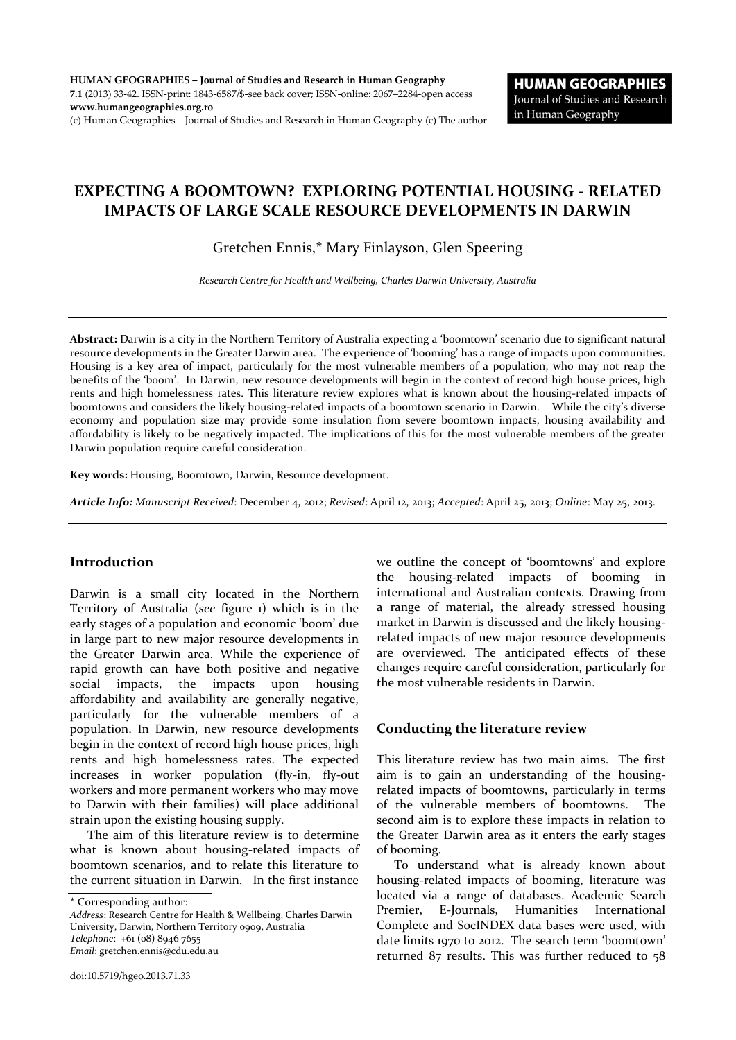HUMAN GEOGRAPHIES – Journal of Studies and Research in Human Geography
7.1 (2013) 33-42. ISSN-print: 1843-6587/$-see back cover; ISSN-online: 2067–2284-open access
www.humangeographies.org.ro
(c) Human Geographies – Journal of Studies and Research in Human Geography (c) The author

**HUMAN GEOGRAPHIES**
Journal of Studies and Research in Human Geography

# EXPECTING A BOOMTOWN? EXPLORING POTENTIAL HOUSING - RELATED IMPACTS OF LARGE SCALE RESOURCE DEVELOPMENTS IN DARWIN

Gretchen Ennis,* Mary Finlayson, Glen Speering

*Research Centre for Health and Wellbeing, Charles Darwin University, Australia*

**Abstract:** Darwin is a city in the Northern Territory of Australia expecting a 'boomtown' scenario due to significant natural resource developments in the Greater Darwin area. The experience of 'booming' has a range of impacts upon communities. Housing is a key area of impact, particularly for the most vulnerable members of a population, who may not reap the benefits of the 'boom'. In Darwin, new resource developments will begin in the context of record high house prices, high rents and high homelessness rates. This literature review explores what is known about the housing-related impacts of boomtowns and considers the likely housing-related impacts of a boomtown scenario in Darwin. While the city's diverse economy and population size may provide some insulation from severe boomtown impacts, housing availability and affordability is likely to be negatively impacted. The implications of this for the most vulnerable members of the greater Darwin population require careful consideration.

**Key words:** Housing, Boomtown, Darwin, Resource development.

***Article Info:*** *Manuscript Received*: December 4, 2012; *Revised*: April 12, 2013; *Accepted*: April 25, 2013; *Online*: May 25, 2013.

## Introduction

Darwin is a small city located in the Northern Territory of Australia (*see* figure 1) which is in the early stages of a population and economic 'boom' due in large part to new major resource developments in the Greater Darwin area. While the experience of rapid growth can have both positive and negative social impacts, the impacts upon housing affordability and availability are generally negative, particularly for the vulnerable members of a population. In Darwin, new resource developments begin in the context of record high house prices, high rents and high homelessness rates. The expected increases in worker population (fly-in, fly-out workers and more permanent workers who may move to Darwin with their families) will place additional strain upon the existing housing supply.

The aim of this literature review is to determine what is known about housing-related impacts of boomtown scenarios, and to relate this literature to the current situation in Darwin. In the first instance we outline the concept of 'boomtowns' and explore the housing-related impacts of booming in international and Australian contexts. Drawing from a range of material, the already stressed housing market in Darwin is discussed and the likely housing-related impacts of new major resource developments are overviewed. The anticipated effects of these changes require careful consideration, particularly for the most vulnerable residents in Darwin.

## Conducting the literature review

This literature review has two main aims. The first aim is to gain an understanding of the housing-related impacts of boomtowns, particularly in terms of the vulnerable members of boomtowns. The second aim is to explore these impacts in relation to the Greater Darwin area as it enters the early stages of booming.

To understand what is already known about housing-related impacts of booming, literature was located via a range of databases. Academic Search Premier, E-Journals, Humanities International Complete and SocINDEX data bases were used, with date limits 1970 to 2012. The search term 'boomtown' returned 87 results. This was further reduced to 58

\* Corresponding author:
*Address*: Research Centre for Health & Wellbeing, Charles Darwin University, Darwin, Northern Territory 0909, Australia
*Telephone*: +61 (08) 8946 7655
*Email*: gretchen.ennis@cdu.edu.au

doi:10.5719/hgeo.2013.71.33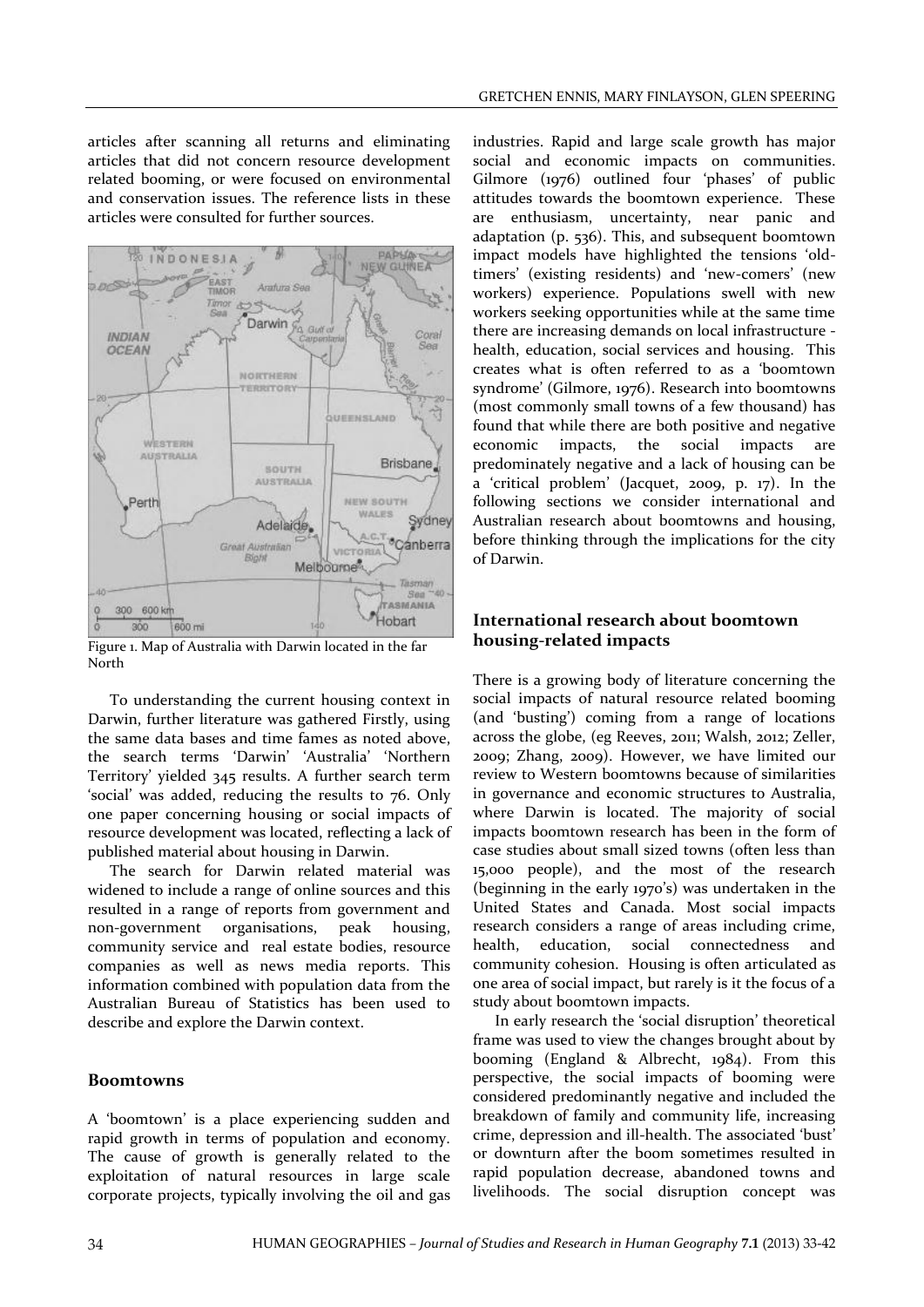articles after scanning all returns and eliminating articles that did not concern resource development related booming, or were focused on environmental and conservation issues. The reference lists in these articles were consulted for further sources.

Figure 1. Map of Australia with Darwin located in the far North

To understanding the current housing context in Darwin, further literature was gathered Firstly, using the same data bases and time fames as noted above, the search terms 'Darwin' 'Australia' 'Northern Territory' yielded 345 results. A further search term 'social' was added, reducing the results to 76. Only one paper concerning housing or social impacts of resource development was located, reflecting a lack of published material about housing in Darwin.

The search for Darwin related material was widened to include a range of online sources and this resulted in a range of reports from government and non-government organisations, peak housing, community service and real estate bodies, resource companies as well as news media reports. This information combined with population data from the Australian Bureau of Statistics has been used to describe and explore the Darwin context.

## Boomtowns

A 'boomtown' is a place experiencing sudden and rapid growth in terms of population and economy. The cause of growth is generally related to the exploitation of natural resources in large scale corporate projects, typically involving the oil and gas industries. Rapid and large scale growth has major social and economic impacts on communities. Gilmore (1976) outlined four 'phases' of public attitudes towards the boomtown experience. These are enthusiasm, uncertainty, near panic and adaptation (p. 536). This, and subsequent boomtown impact models have highlighted the tensions 'old-timers' (existing residents) and 'new-comers' (new workers) experience. Populations swell with new workers seeking opportunities while at the same time there are increasing demands on local infrastructure - health, education, social services and housing. This creates what is often referred to as a 'boomtown syndrome' (Gilmore, 1976). Research into boomtowns (most commonly small towns of a few thousand) has found that while there are both positive and negative economic impacts, the social impacts are predominately negative and a lack of housing can be a 'critical problem' (Jacquet, 2009, p. 17). In the following sections we consider international and Australian research about boomtowns and housing, before thinking through the implications for the city of Darwin.

## International research about boomtown housing-related impacts

There is a growing body of literature concerning the social impacts of natural resource related booming (and 'busting') coming from a range of locations across the globe, (eg Reeves, 2011; Walsh, 2012; Zeller, 2009; Zhang, 2009). However, we have limited our review to Western boomtowns because of similarities in governance and economic structures to Australia, where Darwin is located. The majority of social impacts boomtown research has been in the form of case studies about small sized towns (often less than 15,000 people), and the most of the research (beginning in the early 1970's) was undertaken in the United States and Canada. Most social impacts research considers a range of areas including crime, health, education, social connectedness and community cohesion. Housing is often articulated as one area of social impact, but rarely is it the focus of a study about boomtown impacts.

In early research the 'social disruption' theoretical frame was used to view the changes brought about by booming (England & Albrecht, 1984). From this perspective, the social impacts of booming were considered predominantly negative and included the breakdown of family and community life, increasing crime, depression and ill-health. The associated 'bust' or downturn after the boom sometimes resulted in rapid population decrease, abandoned towns and livelihoods. The social disruption concept was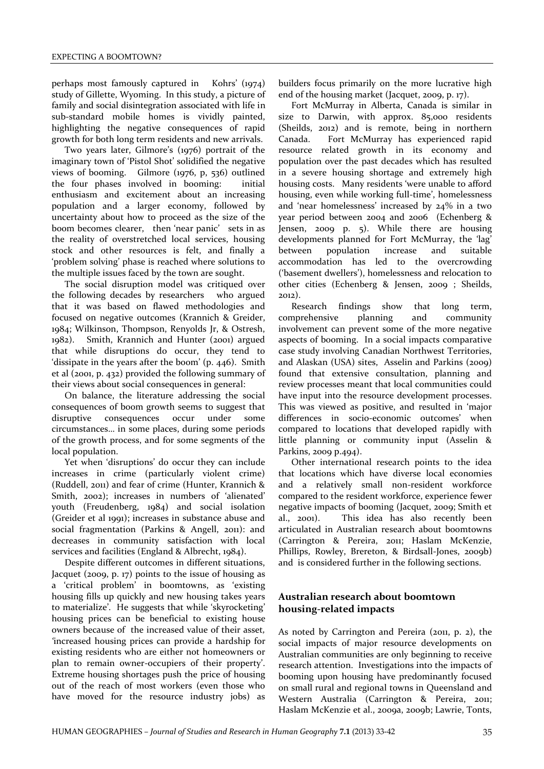perhaps most famously captured in Kohrs' (1974) study of Gillette, Wyoming. In this study, a picture of family and social disintegration associated with life in sub-standard mobile homes is vividly painted, highlighting the negative consequences of rapid growth for both long term residents and new arrivals.

Two years later, Gilmore's (1976) portrait of the imaginary town of 'Pistol Shot' solidified the negative views of booming. Gilmore (1976, p, 536) outlined the four phases involved in booming: initial enthusiasm and excitement about an increasing population and a larger economy, followed by uncertainty about how to proceed as the size of the boom becomes clearer, then 'near panic' sets in as the reality of overstretched local services, housing stock and other resources is felt, and finally a 'problem solving' phase is reached where solutions to the multiple issues faced by the town are sought.

The social disruption model was critiqued over the following decades by researchers who argued that it was based on flawed methodologies and focused on negative outcomes (Krannich & Greider, 1984; Wilkinson, Thompson, Renyolds Jr, & Ostresh, 1982). Smith, Krannich and Hunter (2001) argued that while disruptions do occur, they tend to 'dissipate in the years after the boom' (p. 446). Smith et al (2001, p. 432) provided the following summary of their views about social consequences in general:

On balance, the literature addressing the social consequences of boom growth seems to suggest that disruptive consequences occur under some circumstances… in some places, during some periods of the growth process, and for some segments of the local population.

Yet when 'disruptions' do occur they can include increases in crime (particularly violent crime) (Ruddell, 2011) and fear of crime (Hunter, Krannich & Smith, 2002); increases in numbers of 'alienated' youth (Freudenberg, 1984) and social isolation (Greider et al 1991); increases in substance abuse and social fragmentation (Parkins & Angell, 2011): and decreases in community satisfaction with local services and facilities (England & Albrecht, 1984).

Despite different outcomes in different situations, Jacquet (2009, p. 17) points to the issue of housing as a 'critical problem' in boomtowns, as 'existing housing fills up quickly and new housing takes years to materialize'. He suggests that while 'skyrocketing' housing prices can be beneficial to existing house owners because of the increased value of their asset, 'increased housing prices can provide a hardship for existing residents who are either not homeowners or plan to remain owner-occupiers of their property'. Extreme housing shortages push the price of housing out of the reach of most workers (even those who have moved for the resource industry jobs) as builders focus primarily on the more lucrative high end of the housing market (Jacquet, 2009, p. 17).

Fort McMurray in Alberta, Canada is similar in size to Darwin, with approx. 85,000 residents (Sheilds, 2012) and is remote, being in northern Canada. Fort McMurray has experienced rapid resource related growth in its economy and population over the past decades which has resulted in a severe housing shortage and extremely high housing costs. Many residents 'were unable to afford housing, even while working full-time', homelessness and 'near homelessness' increased by 24% in a two year period between 2004 and 2006 (Echenberg & Jensen, 2009 p. 5). While there are housing developments planned for Fort McMurray, the 'lag' between population increase and suitable accommodation has led to the overcrowding ('basement dwellers'), homelessness and relocation to other cities (Echenberg & Jensen, 2009 ; Sheilds, 2012).

Research findings show that long term, comprehensive planning and community involvement can prevent some of the more negative aspects of booming. In a social impacts comparative case study involving Canadian Northwest Territories, and Alaskan (USA) sites, Asselin and Parkins (2009) found that extensive consultation, planning and review processes meant that local communities could have input into the resource development processes. This was viewed as positive, and resulted in 'major differences in socio-economic outcomes' when compared to locations that developed rapidly with little planning or community input (Asselin & Parkins, 2009 p.494).

Other international research points to the idea that locations which have diverse local economies and a relatively small non-resident workforce compared to the resident workforce, experience fewer negative impacts of booming (Jacquet, 2009; Smith et al., 2001). This idea has also recently been articulated in Australian research about boomtowns (Carrington & Pereira, 2011; Haslam McKenzie, Phillips, Rowley, Brereton, & Birdsall-Jones, 2009b) and is considered further in the following sections.

## Australian research about boomtown housing-related impacts

As noted by Carrington and Pereira (2011, p. 2), the social impacts of major resource developments on Australian communities are only beginning to receive research attention. Investigations into the impacts of booming upon housing have predominantly focused on small rural and regional towns in Queensland and Western Australia (Carrington & Pereira, 2011; Haslam McKenzie et al., 2009a, 2009b; Lawrie, Tonts,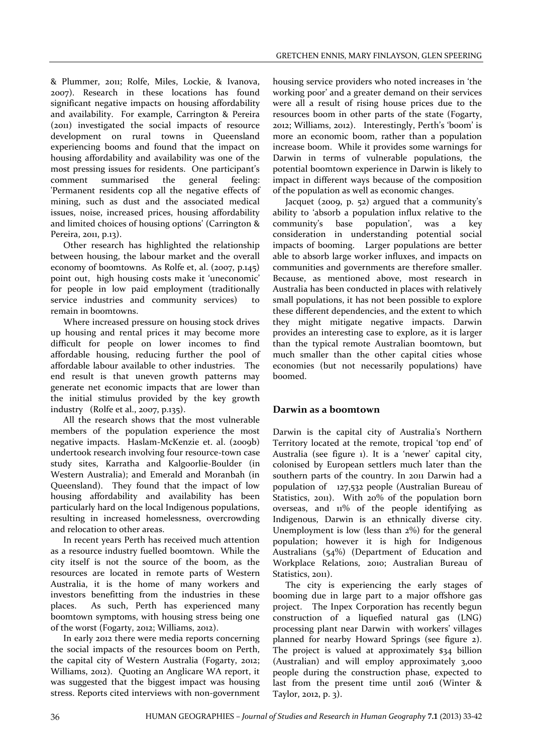& Plummer, 2011; Rolfe, Miles, Lockie, & Ivanova, 2007). Research in these locations has found significant negative impacts on housing affordability and availability. For example, Carrington & Pereira (2011) investigated the social impacts of resource development on rural towns in Queensland experiencing booms and found that the impact on housing affordability and availability was one of the most pressing issues for residents. One participant's comment summarised the general feeling: 'Permanent residents cop all the negative effects of mining, such as dust and the associated medical issues, noise, increased prices, housing affordability and limited choices of housing options' (Carrington & Pereira, 2011, p.13).

Other research has highlighted the relationship between housing, the labour market and the overall economy of boomtowns. As Rolfe et, al. (2007, p.145) point out, high housing costs make it 'uneconomic' for people in low paid employment (traditionally service industries and community services) to remain in boomtowns.

Where increased pressure on housing stock drives up housing and rental prices it may become more difficult for people on lower incomes to find affordable housing, reducing further the pool of affordable labour available to other industries. The end result is that uneven growth patterns may generate net economic impacts that are lower than the initial stimulus provided by the key growth industry (Rolfe et al., 2007, p.135).

All the research shows that the most vulnerable members of the population experience the most negative impacts. Haslam-McKenzie et. al. (2009b) undertook research involving four resource-town case study sites, Karratha and Kalgoorlie-Boulder (in Western Australia); and Emerald and Moranbah (in Queensland). They found that the impact of low housing affordability and availability has been particularly hard on the local Indigenous populations, resulting in increased homelessness, overcrowding and relocation to other areas.

In recent years Perth has received much attention as a resource industry fuelled boomtown. While the city itself is not the source of the boom, as the resources are located in remote parts of Western Australia, it is the home of many workers and investors benefitting from the industries in these places. As such, Perth has experienced many boomtown symptoms, with housing stress being one of the worst (Fogarty, 2012; Williams, 2012).

In early 2012 there were media reports concerning the social impacts of the resources boom on Perth, the capital city of Western Australia (Fogarty, 2012; Williams, 2012). Quoting an Anglicare WA report, it was suggested that the biggest impact was housing stress. Reports cited interviews with non-government housing service providers who noted increases in 'the working poor' and a greater demand on their services were all a result of rising house prices due to the resources boom in other parts of the state (Fogarty, 2012; Williams, 2012). Interestingly, Perth's 'boom' is more an economic boom, rather than a population increase boom. While it provides some warnings for Darwin in terms of vulnerable populations, the potential boomtown experience in Darwin is likely to impact in different ways because of the composition of the population as well as economic changes.

Jacquet (2009, p. 52) argued that a community's ability to 'absorb a population influx relative to the community's base population', was a key consideration in understanding potential social impacts of booming. Larger populations are better able to absorb large worker influxes, and impacts on communities and governments are therefore smaller. Because, as mentioned above, most research in Australia has been conducted in places with relatively small populations, it has not been possible to explore these different dependencies, and the extent to which they might mitigate negative impacts. Darwin provides an interesting case to explore, as it is larger than the typical remote Australian boomtown, but much smaller than the other capital cities whose economies (but not necessarily populations) have boomed.

## Darwin as a boomtown

Darwin is the capital city of Australia's Northern Territory located at the remote, tropical 'top end' of Australia (see figure 1). It is a 'newer' capital city, colonised by European settlers much later than the southern parts of the country. In 2011 Darwin had a population of 127,532 people (Australian Bureau of Statistics, 2011). With 20% of the population born overseas, and 11% of the people identifying as Indigenous, Darwin is an ethnically diverse city. Unemployment is low (less than 2%) for the general population; however it is high for Indigenous Australians (54%) (Department of Education and Workplace Relations, 2010; Australian Bureau of Statistics, 2011).

The city is experiencing the early stages of booming due in large part to a major offshore gas project. The Inpex Corporation has recently begun construction of a liquefied natural gas (LNG) processing plant near Darwin with workers' villages planned for nearby Howard Springs (see figure 2). The project is valued at approximately $34 billion (Australian) and will employ approximately 3,000 people during the construction phase, expected to last from the present time until 2016 (Winter & Taylor, 2012, p. 3).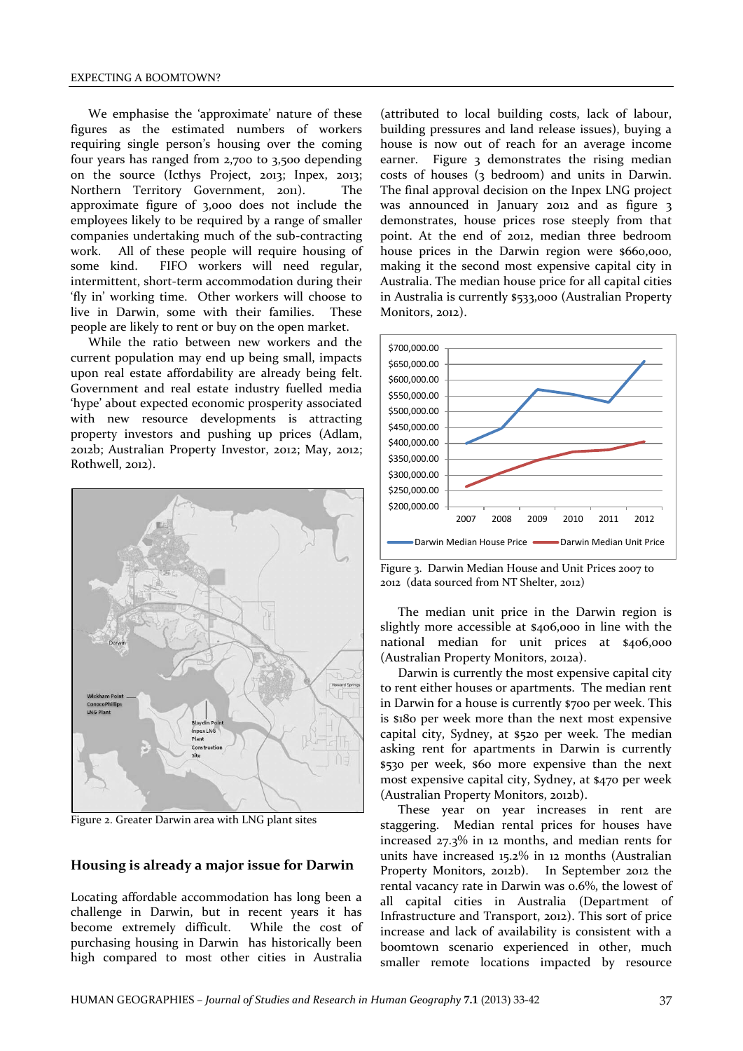We emphasise the 'approximate' nature of these figures as the estimated numbers of workers requiring single person's housing over the coming four years has ranged from 2,700 to 3,500 depending on the source (Icthys Project, 2013; Inpex, 2013; Northern Territory Government, 2011). The approximate figure of 3,000 does not include the employees likely to be required by a range of smaller companies undertaking much of the sub-contracting work. All of these people will require housing of some kind. FIFO workers will need regular, intermittent, short-term accommodation during their 'fly in' working time. Other workers will choose to live in Darwin, some with their families. These people are likely to rent or buy on the open market.

While the ratio between new workers and the current population may end up being small, impacts upon real estate affordability are already being felt. Government and real estate industry fuelled media 'hype' about expected economic prosperity associated with new resource developments is attracting property investors and pushing up prices (Adlam, 2012b; Australian Property Investor, 2012; May, 2012; Rothwell, 2012).

Figure 2. Greater Darwin area with LNG plant sites

## Housing is already a major issue for Darwin

Locating affordable accommodation has long been a challenge in Darwin, but in recent years it has become extremely difficult. While the cost of purchasing housing in Darwin has historically been high compared to most other cities in Australia (attributed to local building costs, lack of labour, building pressures and land release issues), buying a house is now out of reach for an average income earner. Figure 3 demonstrates the rising median costs of houses (3 bedroom) and units in Darwin. The final approval decision on the Inpex LNG project was announced in January 2012 and as figure 3 demonstrates, house prices rose steeply from that point. At the end of 2012, median three bedroom house prices in the Darwin region were $660,000, making it the second most expensive capital city in Australia. The median house price for all capital cities in Australia is currently $533,000 (Australian Property Monitors, 2012).

Figure 3. Darwin Median House and Unit Prices 2007 to 2012 (data sourced from NT Shelter, 2012)

The median unit price in the Darwin region is slightly more accessible at $406,000 in line with the national median for unit prices at $406,000 (Australian Property Monitors, 2012a).

Darwin is currently the most expensive capital city to rent either houses or apartments. The median rent in Darwin for a house is currently $700 per week. This is $180 per week more than the next most expensive capital city, Sydney, at $520 per week. The median asking rent for apartments in Darwin is currently $530 per week, $60 more expensive than the next most expensive capital city, Sydney, at $470 per week (Australian Property Monitors, 2012b).

These year on year increases in rent are staggering. Median rental prices for houses have increased 27.3% in 12 months, and median rents for units have increased 15.2% in 12 months (Australian Property Monitors, 2012b). In September 2012 the rental vacancy rate in Darwin was 0.6%, the lowest of all capital cities in Australia (Department of Infrastructure and Transport, 2012). This sort of price increase and lack of availability is consistent with a boomtown scenario experienced in other, much smaller remote locations impacted by resource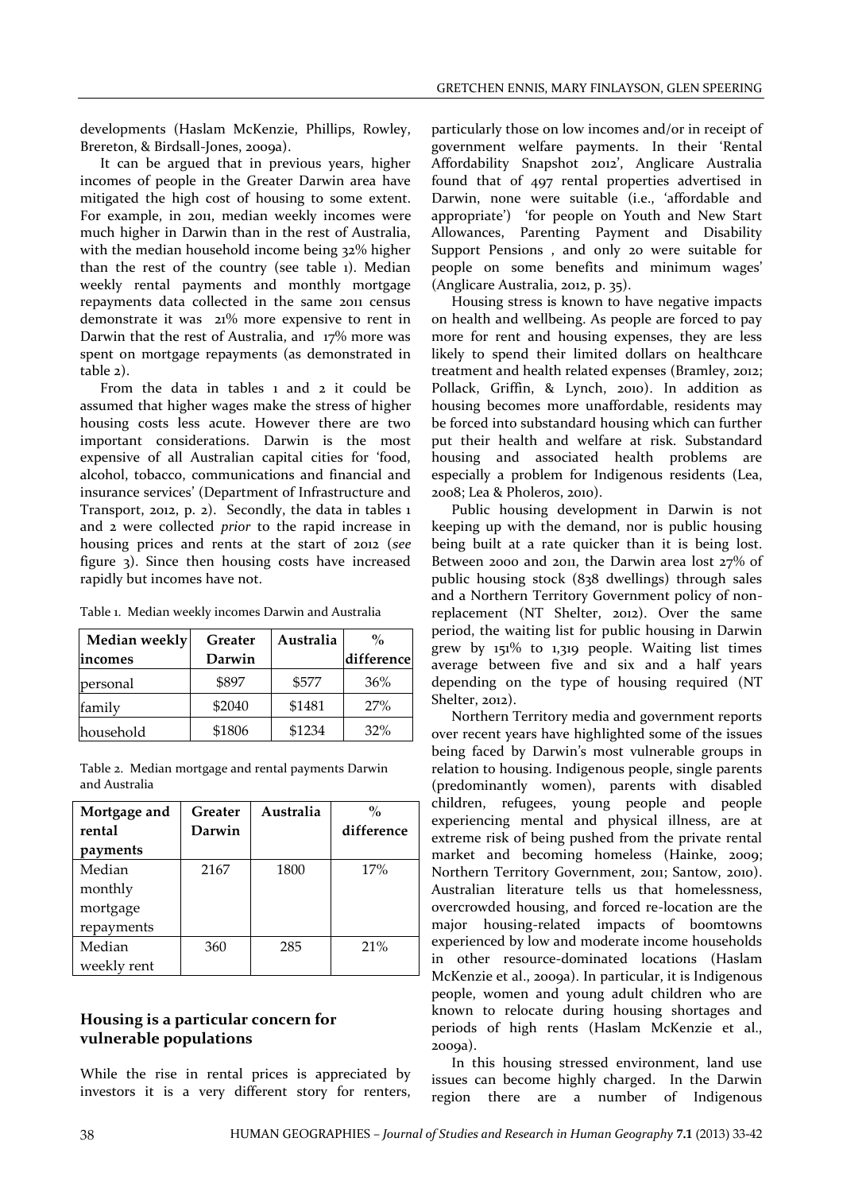developments (Haslam McKenzie, Phillips, Rowley, Brereton, & Birdsall-Jones, 2009a).

It can be argued that in previous years, higher incomes of people in the Greater Darwin area have mitigated the high cost of housing to some extent. For example, in 2011, median weekly incomes were much higher in Darwin than in the rest of Australia, with the median household income being 32% higher than the rest of the country (see table 1). Median weekly rental payments and monthly mortgage repayments data collected in the same 2011 census demonstrate it was 21% more expensive to rent in Darwin that the rest of Australia, and 17% more was spent on mortgage repayments (as demonstrated in table 2).

From the data in tables 1 and 2 it could be assumed that higher wages make the stress of higher housing costs less acute. However there are two important considerations. Darwin is the most expensive of all Australian capital cities for 'food, alcohol, tobacco, communications and financial and insurance services' (Department of Infrastructure and Transport, 2012, p. 2). Secondly, the data in tables 1 and 2 were collected *prior* to the rapid increase in housing prices and rents at the start of 2012 (*see* figure 3). Since then housing costs have increased rapidly but incomes have not.

Table 1. Median weekly incomes Darwin and Australia

| Median weekly incomes | Greater Darwin | Australia | % difference |
|---|---|---|---|
| personal | \$897 | \$577 | 36% |
| family | \$2040 | \$1481 | 27% |
| household | \$1806 | \$1234 | 32% |

Table 2. Median mortgage and rental payments Darwin and Australia

| Mortgage and rental payments | Greater Darwin | Australia | % difference |
|---|---|---|---|
| Median monthly mortgage repayments | 2167 | 1800 | 17% |
| Median weekly rent | 360 | 285 | 21% |

## Housing is a particular concern for vulnerable populations

While the rise in rental prices is appreciated by investors it is a very different story for renters, particularly those on low incomes and/or in receipt of government welfare payments. In their 'Rental Affordability Snapshot 2012', Anglicare Australia found that of 497 rental properties advertised in Darwin, none were suitable (i.e., 'affordable and appropriate') 'for people on Youth and New Start Allowances, Parenting Payment and Disability Support Pensions , and only 20 were suitable for people on some benefits and minimum wages' (Anglicare Australia, 2012, p. 35).

Housing stress is known to have negative impacts on health and wellbeing. As people are forced to pay more for rent and housing expenses, they are less likely to spend their limited dollars on healthcare treatment and health related expenses (Bramley, 2012; Pollack, Griffin, & Lynch, 2010). In addition as housing becomes more unaffordable, residents may be forced into substandard housing which can further put their health and welfare at risk. Substandard housing and associated health problems are especially a problem for Indigenous residents (Lea, 2008; Lea & Pholeros, 2010).

Public housing development in Darwin is not keeping up with the demand, nor is public housing being built at a rate quicker than it is being lost. Between 2000 and 2011, the Darwin area lost 27% of public housing stock (838 dwellings) through sales and a Northern Territory Government policy of non-replacement (NT Shelter, 2012). Over the same period, the waiting list for public housing in Darwin grew by 151% to 1,319 people. Waiting list times average between five and six and a half years depending on the type of housing required (NT Shelter, 2012).

Northern Territory media and government reports over recent years have highlighted some of the issues being faced by Darwin's most vulnerable groups in relation to housing. Indigenous people, single parents (predominantly women), parents with disabled children, refugees, young people and people experiencing mental and physical illness, are at extreme risk of being pushed from the private rental market and becoming homeless (Hainke, 2009; Northern Territory Government, 2011; Santow, 2010). Australian literature tells us that homelessness, overcrowded housing, and forced re-location are the major housing-related impacts of boomtowns experienced by low and moderate income households in other resource-dominated locations (Haslam McKenzie et al., 2009a). In particular, it is Indigenous people, women and young adult children who are known to relocate during housing shortages and periods of high rents (Haslam McKenzie et al., 2009a).

In this housing stressed environment, land use issues can become highly charged. In the Darwin region there are a number of Indigenous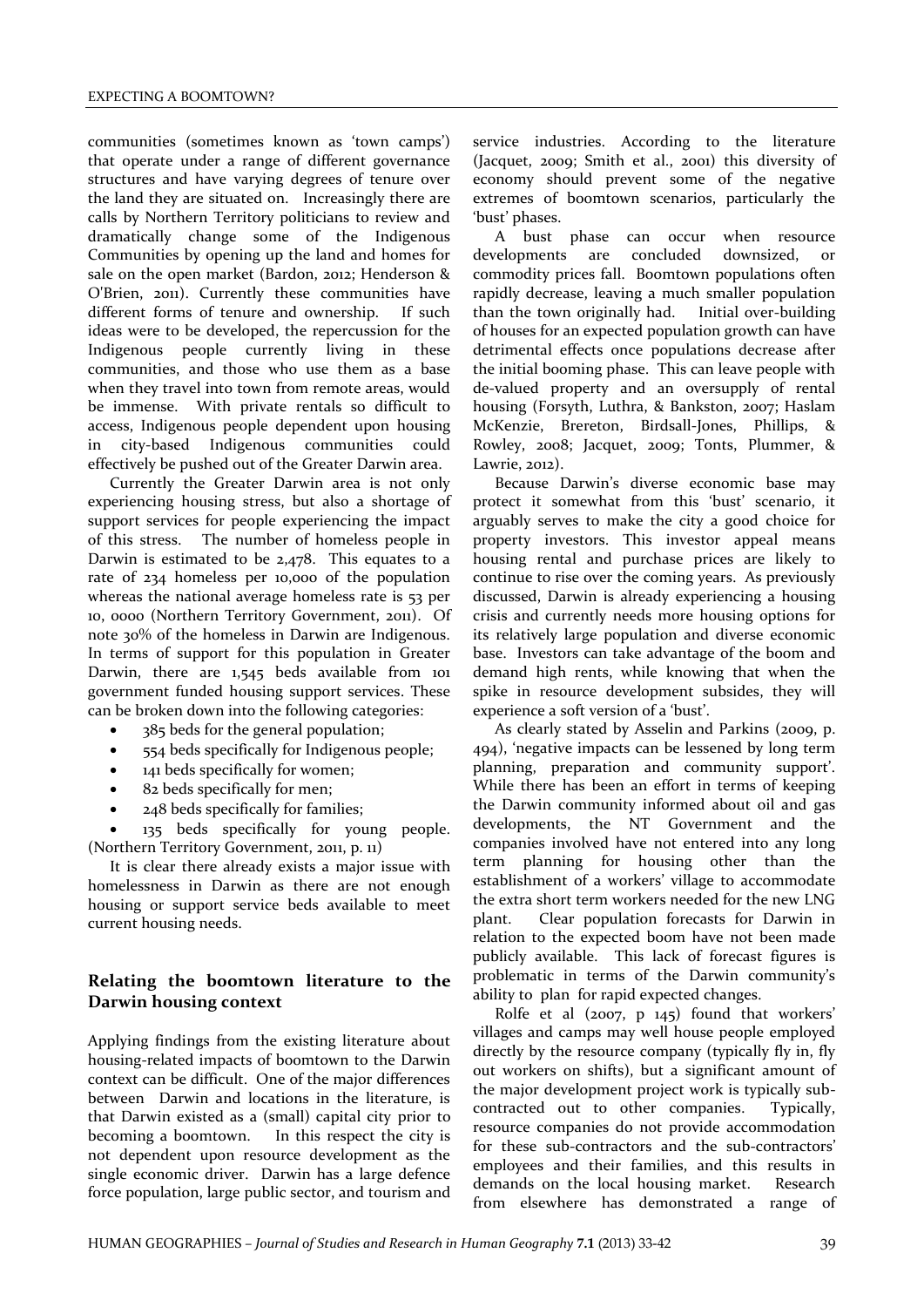communities (sometimes known as 'town camps') that operate under a range of different governance structures and have varying degrees of tenure over the land they are situated on. Increasingly there are calls by Northern Territory politicians to review and dramatically change some of the Indigenous Communities by opening up the land and homes for sale on the open market (Bardon, 2012; Henderson & O'Brien, 2011). Currently these communities have different forms of tenure and ownership. If such ideas were to be developed, the repercussion for the Indigenous people currently living in these communities, and those who use them as a base when they travel into town from remote areas, would be immense. With private rentals so difficult to access, Indigenous people dependent upon housing in city-based Indigenous communities could effectively be pushed out of the Greater Darwin area.

Currently the Greater Darwin area is not only experiencing housing stress, but also a shortage of support services for people experiencing the impact of this stress. The number of homeless people in Darwin is estimated to be 2,478. This equates to a rate of 234 homeless per 10,000 of the population whereas the national average homeless rate is 53 per 10, 0000 (Northern Territory Government, 2011). Of note 30% of the homeless in Darwin are Indigenous. In terms of support for this population in Greater Darwin, there are 1,545 beds available from 101 government funded housing support services. These can be broken down into the following categories:

- 385 beds for the general population;
- 554 beds specifically for Indigenous people;
- 141 beds specifically for women;
- 82 beds specifically for men;
- 248 beds specifically for families;
- 135 beds specifically for young people. (Northern Territory Government, 2011, p. 11)

It is clear there already exists a major issue with homelessness in Darwin as there are not enough housing or support service beds available to meet current housing needs.

## Relating the boomtown literature to the Darwin housing context

Applying findings from the existing literature about housing-related impacts of boomtown to the Darwin context can be difficult. One of the major differences between Darwin and locations in the literature, is that Darwin existed as a (small) capital city prior to becoming a boomtown. In this respect the city is not dependent upon resource development as the single economic driver. Darwin has a large defence force population, large public sector, and tourism and service industries. According to the literature (Jacquet, 2009; Smith et al., 2001) this diversity of economy should prevent some of the negative extremes of boomtown scenarios, particularly the 'bust' phases.

A bust phase can occur when resource developments are concluded downsized, or commodity prices fall. Boomtown populations often rapidly decrease, leaving a much smaller population than the town originally had. Initial over-building of houses for an expected population growth can have detrimental effects once populations decrease after the initial booming phase. This can leave people with de-valued property and an oversupply of rental housing (Forsyth, Luthra, & Bankston, 2007; Haslam McKenzie, Brereton, Birdsall-Jones, Phillips, & Rowley, 2008; Jacquet, 2009; Tonts, Plummer, & Lawrie, 2012).

Because Darwin's diverse economic base may protect it somewhat from this 'bust' scenario, it arguably serves to make the city a good choice for property investors. This investor appeal means housing rental and purchase prices are likely to continue to rise over the coming years. As previously discussed, Darwin is already experiencing a housing crisis and currently needs more housing options for its relatively large population and diverse economic base. Investors can take advantage of the boom and demand high rents, while knowing that when the spike in resource development subsides, they will experience a soft version of a 'bust'.

As clearly stated by Asselin and Parkins (2009, p. 494), 'negative impacts can be lessened by long term planning, preparation and community support'. While there has been an effort in terms of keeping the Darwin community informed about oil and gas developments, the NT Government and the companies involved have not entered into any long term planning for housing other than the establishment of a workers' village to accommodate the extra short term workers needed for the new LNG plant. Clear population forecasts for Darwin in relation to the expected boom have not been made publicly available. This lack of forecast figures is problematic in terms of the Darwin community's ability to plan for rapid expected changes.

Rolfe et al (2007, p 145) found that workers' villages and camps may well house people employed directly by the resource company (typically fly in, fly out workers on shifts), but a significant amount of the major development project work is typically sub-contracted out to other companies. Typically, resource companies do not provide accommodation for these sub-contractors and the sub-contractors' employees and their families, and this results in demands on the local housing market. Research from elsewhere has demonstrated a range of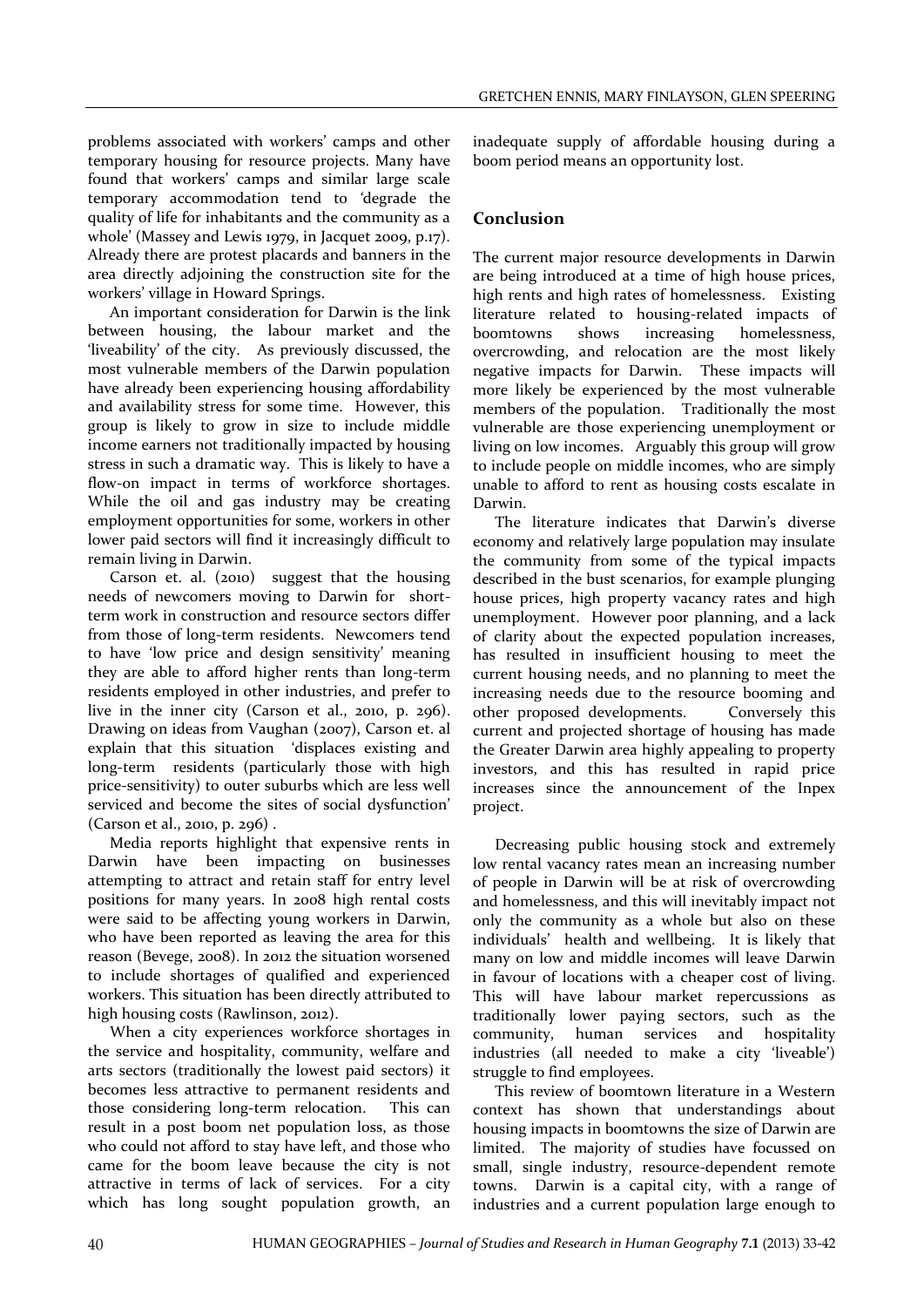problems associated with workers' camps and other temporary housing for resource projects. Many have found that workers' camps and similar large scale temporary accommodation tend to 'degrade the quality of life for inhabitants and the community as a whole' (Massey and Lewis 1979, in Jacquet 2009, p.17). Already there are protest placards and banners in the area directly adjoining the construction site for the workers' village in Howard Springs.

An important consideration for Darwin is the link between housing, the labour market and the 'liveability' of the city. As previously discussed, the most vulnerable members of the Darwin population have already been experiencing housing affordability and availability stress for some time. However, this group is likely to grow in size to include middle income earners not traditionally impacted by housing stress in such a dramatic way. This is likely to have a flow-on impact in terms of workforce shortages. While the oil and gas industry may be creating employment opportunities for some, workers in other lower paid sectors will find it increasingly difficult to remain living in Darwin.

Carson et. al. (2010) suggest that the housing needs of newcomers moving to Darwin for short-term work in construction and resource sectors differ from those of long-term residents. Newcomers tend to have 'low price and design sensitivity' meaning they are able to afford higher rents than long-term residents employed in other industries, and prefer to live in the inner city (Carson et al., 2010, p. 296). Drawing on ideas from Vaughan (2007), Carson et. al explain that this situation 'displaces existing and long-term residents (particularly those with high price-sensitivity) to outer suburbs which are less well serviced and become the sites of social dysfunction' (Carson et al., 2010, p. 296) .

Media reports highlight that expensive rents in Darwin have been impacting on businesses attempting to attract and retain staff for entry level positions for many years. In 2008 high rental costs were said to be affecting young workers in Darwin, who have been reported as leaving the area for this reason (Bevege, 2008). In 2012 the situation worsened to include shortages of qualified and experienced workers. This situation has been directly attributed to high housing costs (Rawlinson, 2012).

When a city experiences workforce shortages in the service and hospitality, community, welfare and arts sectors (traditionally the lowest paid sectors) it becomes less attractive to permanent residents and those considering long-term relocation. This can result in a post boom net population loss, as those who could not afford to stay have left, and those who came for the boom leave because the city is not attractive in terms of lack of services. For a city which has long sought population growth, an inadequate supply of affordable housing during a boom period means an opportunity lost.

## Conclusion

The current major resource developments in Darwin are being introduced at a time of high house prices, high rents and high rates of homelessness. Existing literature related to housing-related impacts of boomtowns shows increasing homelessness, overcrowding, and relocation are the most likely negative impacts for Darwin. These impacts will more likely be experienced by the most vulnerable members of the population. Traditionally the most vulnerable are those experiencing unemployment or living on low incomes. Arguably this group will grow to include people on middle incomes, who are simply unable to afford to rent as housing costs escalate in Darwin.

The literature indicates that Darwin's diverse economy and relatively large population may insulate the community from some of the typical impacts described in the bust scenarios, for example plunging house prices, high property vacancy rates and high unemployment. However poor planning, and a lack of clarity about the expected population increases, has resulted in insufficient housing to meet the current housing needs, and no planning to meet the increasing needs due to the resource booming and other proposed developments. Conversely this current and projected shortage of housing has made the Greater Darwin area highly appealing to property investors, and this has resulted in rapid price increases since the announcement of the Inpex project.

Decreasing public housing stock and extremely low rental vacancy rates mean an increasing number of people in Darwin will be at risk of overcrowding and homelessness, and this will inevitably impact not only the community as a whole but also on these individuals' health and wellbeing. It is likely that many on low and middle incomes will leave Darwin in favour of locations with a cheaper cost of living. This will have labour market repercussions as traditionally lower paying sectors, such as the community, human services and hospitality industries (all needed to make a city 'liveable') struggle to find employees.

This review of boomtown literature in a Western context has shown that understandings about housing impacts in boomtowns the size of Darwin are limited. The majority of studies have focussed on small, single industry, resource-dependent remote towns. Darwin is a capital city, with a range of industries and a current population large enough to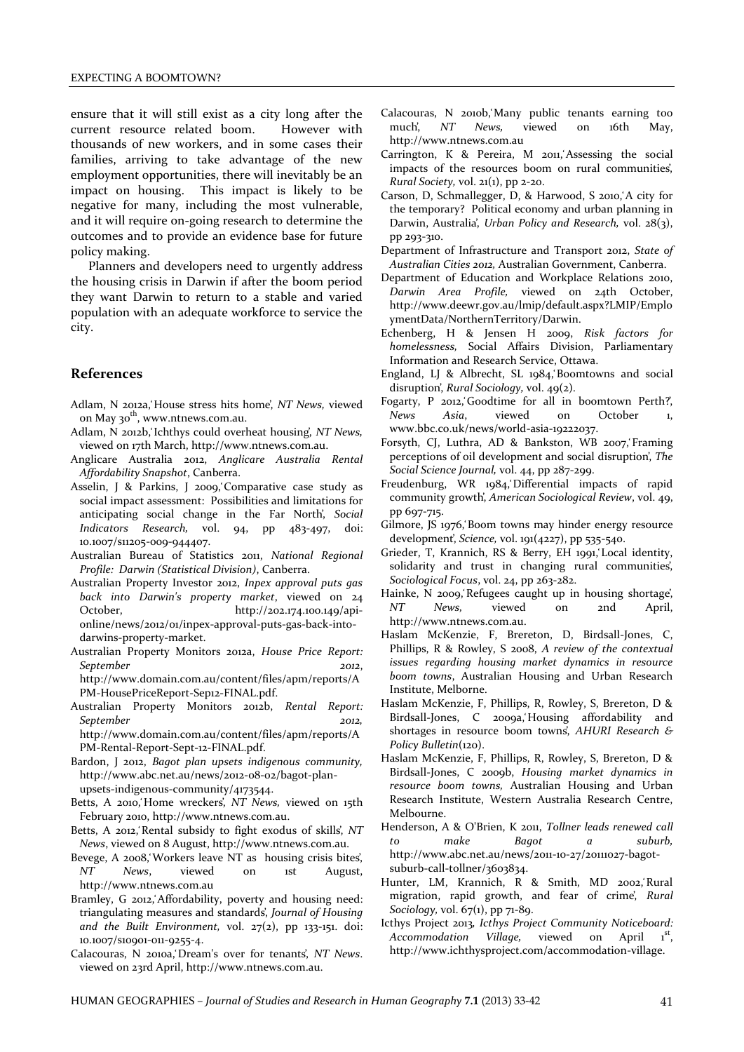ensure that it will still exist as a city long after the current resource related boom. However with thousands of new workers, and in some cases their families, arriving to take advantage of the new employment opportunities, there will inevitably be an impact on housing. This impact is likely to be negative for many, including the most vulnerable, and it will require on-going research to determine the outcomes and to provide an evidence base for future policy making.

Planners and developers need to urgently address the housing crisis in Darwin if after the boom period they want Darwin to return to a stable and varied population with an adequate workforce to service the city.

## References

Adlam, N 2012a,'House stress hits home', *NT News,* viewed on May 30th, www.ntnews.com.au.

Adlam, N 2012b,'Ichthys could overheat housing', *NT News,* viewed on 17th March, http://www.ntnews.com.au.

Anglicare Australia 2012, *Anglicare Australia Rental Affordability Snapshot*, Canberra.

Asselin, J & Parkins, J 2009,'Comparative case study as social impact assessment: Possibilities and limitations for anticipating social change in the Far North', *Social Indicators Research,* vol. 94, pp 483-497, doi: 10.1007/s11205-009-944407.

Australian Bureau of Statistics 2011, *National Regional Profile: Darwin (Statistical Division)*, Canberra.

Australian Property Investor 2012, *Inpex approval puts gas back into Darwin's property market*, viewed on 24 October, http://202.174.100.149/api-online/news/2012/01/inpex-approval-puts-gas-back-into-darwins-property-market.

Australian Property Monitors 2012a, *House Price Report: September 2012*, http://www.domain.com.au/content/files/apm/reports/APM-HousePriceReport-Sep12-FINAL.pdf.

Australian Property Monitors 2012b, *Rental Report: September 2012,* http://www.domain.com.au/content/files/apm/reports/APM-Rental-Report-Sept-12-FINAL.pdf.

Bardon, J 2012, *Bagot plan upsets indigenous community,* http://www.abc.net.au/news/2012-08-02/bagot-plan-upsets-indigenous-community/4173544.

Betts, A 2010,'Home wreckers', *NT News,* viewed on 15th February 2010, http://www.ntnews.com.au.

Betts, A 2012,'Rental subsidy to fight exodus of skills', *NT News*, viewed on 8 August, http://www.ntnews.com.au.

Bevege, A 2008,'Workers leave NT as housing crisis bites', *NT News*, viewed on 1st August, http://www.ntnews.com.au

Bramley, G 2012,'Affordability, poverty and housing need: triangulating measures and standards', *Journal of Housing and the Built Environment,* vol. 27(2), pp 133-151. doi: 10.1007/s10901-011-9255-4.

Calacouras, N 2010a,'Dream's over for tenants', *NT News*. viewed on 23rd April, http://www.ntnews.com.au.

Calacouras, N 2010b,'Many public tenants earning too much', *NT News,* viewed on 16th May, http://www.ntnews.com.au

Carrington, K & Pereira, M 2011,'Assessing the social impacts of the resources boom on rural communities', *Rural Society,* vol. 21(1), pp 2-20.

Carson, D, Schmallegger, D, & Harwood, S 2010,'A city for the temporary? Political economy and urban planning in Darwin, Australia', *Urban Policy and Research,* vol. 28(3), pp 293-310.

Department of Infrastructure and Transport 2012, *State of Australian Cities 2012,* Australian Government, Canberra.

Department of Education and Workplace Relations 2010, *Darwin Area Profile,* viewed on 24th October, http://www.deewr.gov.au/lmip/default.aspx?LMIP/EmploymentData/NorthernTerritory/Darwin.

Echenberg, H & Jensen H 2009, *Risk factors for homelessness,* Social Affairs Division, Parliamentary Information and Research Service, Ottawa.

England, LJ & Albrecht, SL 1984,'Boomtowns and social disruption', *Rural Sociology,* vol. 49(2).

Fogarty, P 2012,'Goodtime for all in boomtown Perth?', *News Asia*, viewed on October 1, www.bbc.co.uk/news/world-asia-19222037.

Forsyth, CJ, Luthra, AD & Bankston, WB 2007,'Framing perceptions of oil development and social disruption', *The Social Science Journal,* vol. 44, pp 287-299.

Freudenburg, WR 1984,'Differential impacts of rapid community growth', *American Sociological Review*, vol. 49, pp 697-715.

Gilmore, JS 1976,'Boom towns may hinder energy resource development', *Science,* vol. 191(4227), pp 535-540.

Grieder, T, Krannich, RS & Berry, EH 1991,'Local identity, solidarity and trust in changing rural communities', *Sociological Focus*, vol. 24, pp 263-282.

Hainke, N 2009,'Refugees caught up in housing shortage', *NT News,* viewed on 2nd April, http://www.ntnews.com.au.

Haslam McKenzie, F, Brereton, D, Birdsall-Jones, C, Phillips, R & Rowley, S 2008, *A review of the contextual issues regarding housing market dynamics in resource boom towns*, Australian Housing and Urban Research Institute, Melbourne.

Haslam McKenzie, F, Phillips, R, Rowley, S, Brereton, D & Birdsall-Jones, C 2009a,'Housing affordability and shortages in resource boom towns', *AHURI Research & Policy Bulletin*(120).

Haslam McKenzie, F, Phillips, R, Rowley, S, Brereton, D & Birdsall-Jones, C 2009b, *Housing market dynamics in resource boom towns,* Australian Housing and Urban Research Institute, Western Australia Research Centre, Melbourne.

Henderson, A & O'Brien, K 2011, *Tollner leads renewed call to make Bagot a suburb,* http://www.abc.net.au/news/2011-10-27/20111027-bagot-suburb-call-tollner/3603834.

Hunter, LM, Krannich, R & Smith, MD 2002,'Rural migration, rapid growth, and fear of crime', *Rural Sociology,* vol. 67(1), pp 71-89.

Icthys Project 2013*, Icthys Project Community Noticeboard: Accommodation Village,* viewed on April 1st, http://www.ichthysproject.com/accommodation-village.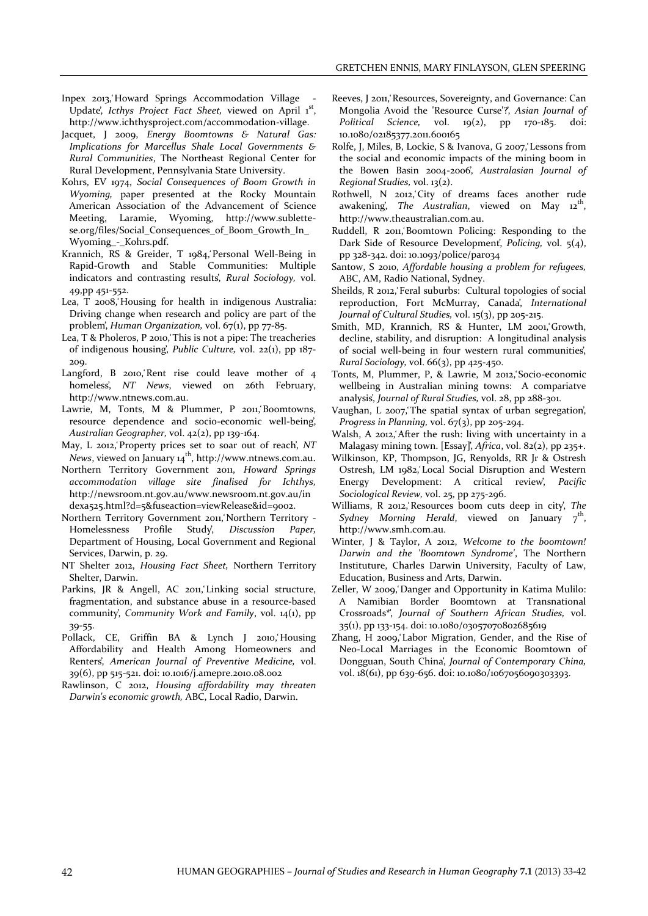Inpex 2013,'Howard Springs Accommodation Village - Update', *Icthys Project Fact Sheet,* viewed on April 1st, http://www.ichthysproject.com/accommodation-village.

Jacquet, J 2009, *Energy Boomtowns & Natural Gas: Implications for Marcellus Shale Local Governments & Rural Communities*, The Northeast Regional Center for Rural Development, Pennsylvania State University.

Kohrs, EV 1974, *Social Consequences of Boom Growth in Wyoming,* paper presented at the Rocky Mountain American Association of the Advancement of Science Meeting, Laramie, Wyoming, http://www.sublette-se.org/files/Social_Consequences_of_Boom_Growth_In_Wyoming_-_Kohrs.pdf.

Krannich, RS & Greider, T 1984,'Personal Well-Being in Rapid-Growth and Stable Communities: Multiple indicators and contrasting results', *Rural Sociology,* vol. 49,pp 451-552.

Lea, T 2008,'Housing for health in indigenous Australia: Driving change when research and policy are part of the problem', *Human Organization,* vol. 67(1), pp 77-85.

Lea, T & Pholeros, P 2010,'This is not a pipe: The treacheries of indigenous housing', *Public Culture,* vol. 22(1), pp 187-209.

Langford, B 2010,'Rent rise could leave mother of 4 homeless', *NT News*, viewed on 26th February, http://www.ntnews.com.au.

Lawrie, M, Tonts, M & Plummer, P 2011,'Boomtowns, resource dependence and socio-economic well-being', *Australian Geographer,* vol. 42(2), pp 139-164.

May, L 2012,'Property prices set to soar out of reach', *NT News*, viewed on January 14th, http://www.ntnews.com.au.

Northern Territory Government 2011, *Howard Springs accommodation village site finalised for Ichthys,* http://newsroom.nt.gov.au/www.newsroom.nt.gov.au/index a525.html?d=5&fuseaction=viewRelease&id=9002.

Northern Territory Government 2011,'Northern Territory - Homelessness Profile Study', *Discussion Paper,* Department of Housing, Local Government and Regional Services, Darwin, p. 29.

NT Shelter 2012, *Housing Fact Sheet,* Northern Territory Shelter, Darwin.

Parkins, JR & Angell, AC 2011,'Linking social structure, fragmentation, and substance abuse in a resource-based community', *Community Work and Family*, vol. 14(1), pp 39-55.

Pollack, CE, Griffin BA & Lynch J 2010,'Housing Affordability and Health Among Homeowners and Renters', *American Journal of Preventive Medicine,* vol. 39(6), pp 515-521. doi: 10.1016/j.amepre.2010.08.002

Rawlinson, C 2012, *Housing affordability may threaten Darwin's economic growth,* ABC, Local Radio, Darwin.

Reeves, J 2011,'Resources, Sovereignty, and Governance: Can Mongolia Avoid the 'Resource Curse'?', *Asian Journal of Political Science,* vol. 19(2), pp 170-185. doi: 10.1080/02185377.2011.600165

Rolfe, J, Miles, B, Lockie, S & Ivanova, G 2007,'Lessons from the social and economic impacts of the mining boom in the Bowen Basin 2004-2006', *Australasian Journal of Regional Studies,* vol. 13(2).

Rothwell, N 2012,'City of dreams faces another rude awakening', *The Australian*, viewed on May 12th, http://www.theaustralian.com.au.

Ruddell, R 2011,'Boomtown Policing: Responding to the Dark Side of Resource Development', *Policing,* vol. 5(4), pp 328-342. doi: 10.1093/police/par034

Santow, S 2010, *Affordable housing a problem for refugees,* ABC, AM, Radio National, Sydney.

Sheilds, R 2012,'Feral suburbs: Cultural topologies of social reproduction, Fort McMurray, Canada', *International Journal of Cultural Studies,* vol. 15(3), pp 205-215.

Smith, MD, Krannich, RS & Hunter, LM 2001,'Growth, decline, stability, and disruption: A longitudinal analysis of social well-being in four western rural communities', *Rural Sociology,* vol. 66(3), pp 425-450.

Tonts, M, Plummer, P, & Lawrie, M 2012,'Socio-economic wellbeing in Australian mining towns: A compariatve analysis', *Journal of Rural Studies,* vol. 28, pp 288-301.

Vaughan, L 2007,'The spatial syntax of urban segregation', *Progress in Planning,* vol. 67(3), pp 205-294.

Walsh, A 2012,'After the rush: living with uncertainty in a Malagasy mining town. [Essay]', *Africa*, vol. 82(2), pp 235+.

Wilkinson, KP, Thompson, JG, Renyolds, RR Jr & Ostresh Ostresh, LM 1982,'Local Social Disruption and Western Energy Development: A critical review', *Pacific Sociological Review,* vol. 25, pp 275-296.

Williams, R 2012,'Resources boom cuts deep in city', *The Sydney Morning Herald*, viewed on January 7th, http://www.smh.com.au.

Winter, J & Taylor, A 2012, *Welcome to the boomtown! Darwin and the 'Boomtown Syndrome'*, The Northern Instituture, Charles Darwin University, Faculty of Law, Education, Business and Arts, Darwin.

Zeller, W 2009,'Danger and Opportunity in Katima Mulilo: A Namibian Border Boomtown at Transnational Crossroads*', *Journal of Southern African Studies,* vol. 35(1), pp 133-154. doi: 10.1080/03057070802685619

Zhang, H 2009,'Labor Migration, Gender, and the Rise of Neo-Local Marriages in the Economic Boomtown of Dongguan, South China', *Journal of Contemporary China,* vol. 18(61), pp 639-656. doi: 10.1080/10670560903033393.